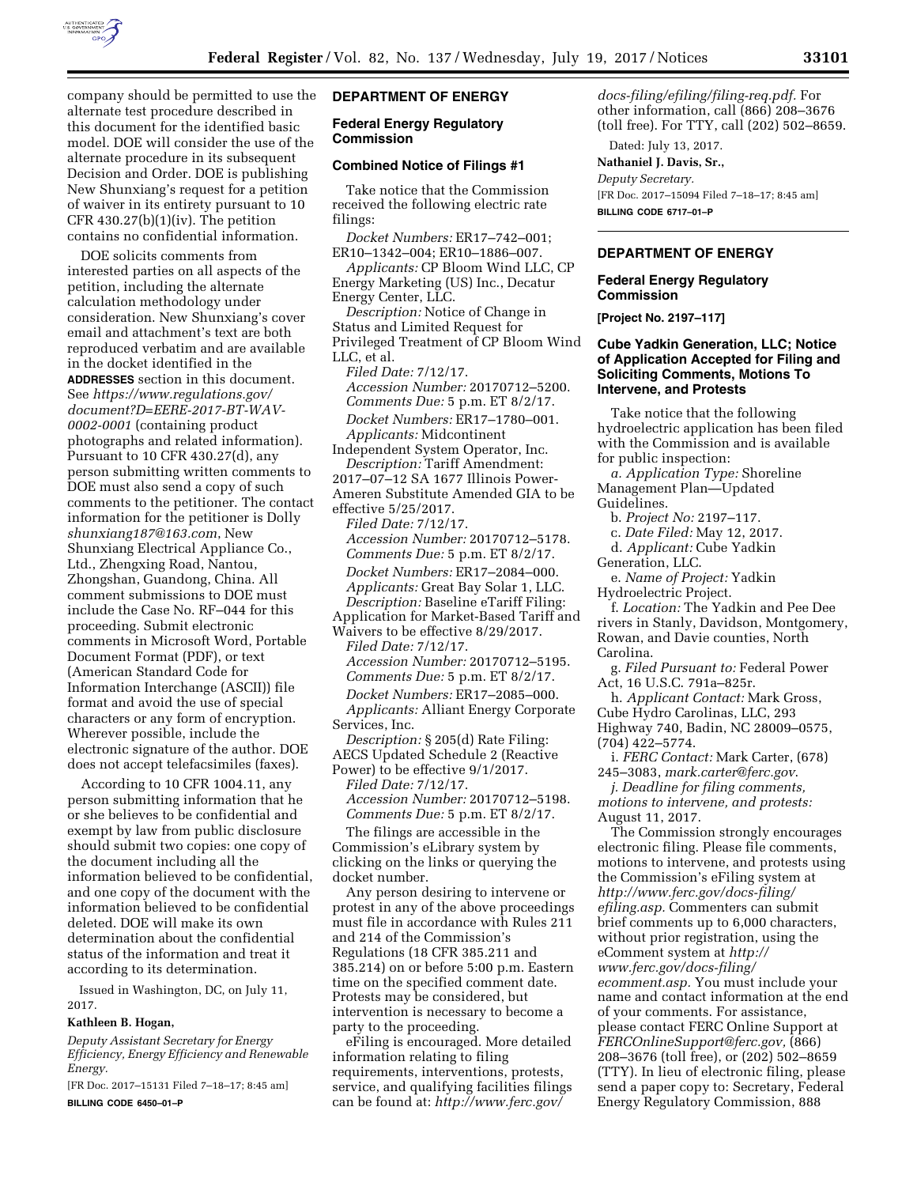company should be permitted to use the alternate test procedure described in this document for the identified basic model. DOE will consider the use of the alternate procedure in its subsequent Decision and Order. DOE is publishing New Shunxiang's request for a petition of waiver in its entirety pursuant to 10 CFR 430.27(b)(1)(iv). The petition contains no confidential information.

DOE solicits comments from interested parties on all aspects of the petition, including the alternate calculation methodology under consideration. New Shunxiang's cover email and attachment's text are both reproduced verbatim and are available in the docket identified in the **ADDRESSES** section in this document. See *https://www.regulations.gov/document?D=EERE-2017-BT-WAV-0002-0001* (containing product photographs and related information). Pursuant to 10 CFR 430.27(d), any person submitting written comments to DOE must also send a copy of such comments to the petitioner. The contact information for the petitioner is Dolly *shunxiang187@163.com*, New Shunxiang Electrical Appliance Co., Ltd., Zhengxing Road, Nantou, Zhongshan, Guandong, China. All comment submissions to DOE must include the Case No. RF–044 for this proceeding. Submit electronic comments in Microsoft Word, Portable Document Format (PDF), or text (American Standard Code for Information Interchange (ASCII)) file format and avoid the use of special characters or any form of encryption. Wherever possible, include the electronic signature of the author. DOE does not accept telefacsimiles (faxes).

According to 10 CFR 1004.11, any person submitting information that he or she believes to be confidential and exempt by law from public disclosure should submit two copies: one copy of the document including all the information believed to be confidential, and one copy of the document with the information believed to be confidential deleted. DOE will make its own determination about the confidential status of the information and treat it according to its determination.

Issued in Washington, DC, on July 11, 2017.

**Kathleen B. Hogan,**

*Deputy Assistant Secretary for Energy Efficiency, Energy Efficiency and Renewable Energy.*

[FR Doc. 2017–15131 Filed 7–18–17; 8:45 am]

**BILLING CODE 6450–01–P**

## DEPARTMENT OF ENERGY

### Federal Energy Regulatory Commission

### Combined Notice of Filings #1

Take notice that the Commission received the following electric rate filings:

*Docket Numbers:* ER17–742–001; ER10–1342–004; ER10–1886–007.

*Applicants:* CP Bloom Wind LLC, CP Energy Marketing (US) Inc., Decatur Energy Center, LLC.

*Description:* Notice of Change in Status and Limited Request for Privileged Treatment of CP Bloom Wind LLC, et al.

*Filed Date:* 7/12/17.

*Accession Number:* 20170712–5200.

*Comments Due:* 5 p.m. ET 8/2/17.

*Docket Numbers:* ER17–1780–001.

*Applicants:* Midcontinent Independent System Operator, Inc.

*Description:* Tariff Amendment: 2017–07–12 SA 1677 Illinois Power-Ameren Substitute Amended GIA to be effective 5/25/2017.

*Filed Date:* 7/12/17.

*Accession Number:* 20170712–5178.

*Comments Due:* 5 p.m. ET 8/2/17.

*Docket Numbers:* ER17–2084–000.

*Applicants:* Great Bay Solar 1, LLC.

*Description:* Baseline eTariff Filing: Application for Market-Based Tariff and Waivers to be effective 8/29/2017.

*Filed Date:* 7/12/17.

*Accession Number:* 20170712–5195.

*Comments Due:* 5 p.m. ET 8/2/17.

*Docket Numbers:* ER17–2085–000.

*Applicants:* Alliant Energy Corporate Services, Inc.

*Description:* § 205(d) Rate Filing: AECS Updated Schedule 2 (Reactive Power) to be effective 9/1/2017.

*Filed Date:* 7/12/17.

*Accession Number:* 20170712–5198.

*Comments Due:* 5 p.m. ET 8/2/17.

The filings are accessible in the Commission's eLibrary system by clicking on the links or querying the docket number.

Any person desiring to intervene or protest in any of the above proceedings must file in accordance with Rules 211 and 214 of the Commission's Regulations (18 CFR 385.211 and 385.214) on or before 5:00 p.m. Eastern time on the specified comment date. Protests may be considered, but intervention is necessary to become a party to the proceeding.

eFiling is encouraged. More detailed information relating to filing requirements, interventions, protests, service, and qualifying facilities filings can be found at: *http://www.ferc.gov/docs-filing/efiling/filing-req.pdf.* For other information, call (866) 208–3676 (toll free). For TTY, call (202) 502–8659.

Dated: July 13, 2017.

**Nathaniel J. Davis, Sr.,**

*Deputy Secretary.*

[FR Doc. 2017–15094 Filed 7–18–17; 8:45 am]

**BILLING CODE 6717–01–P**

## DEPARTMENT OF ENERGY

### Federal Energy Regulatory Commission

**[Project No. 2197–117]**

### Cube Yadkin Generation, LLC; Notice of Application Accepted for Filing and Soliciting Comments, Motions To Intervene, and Protests

Take notice that the following hydroelectric application has been filed with the Commission and is available for public inspection:

*a. Application Type:* Shoreline Management Plan—Updated Guidelines.

b. *Project No:* 2197–117.

c. *Date Filed:* May 12, 2017.

d. *Applicant:* Cube Yadkin Generation, LLC.

e. *Name of Project:* Yadkin Hydroelectric Project.

f. *Location:* The Yadkin and Pee Dee rivers in Stanly, Davidson, Montgomery, Rowan, and Davie counties, North Carolina.

g. *Filed Pursuant to:* Federal Power Act, 16 U.S.C. 791a–825r.

h. *Applicant Contact:* Mark Gross, Cube Hydro Carolinas, LLC, 293 Highway 740, Badin, NC 28009–0575, (704) 422–5774.

i. *FERC Contact:* Mark Carter, (678) 245–3083, *mark.carter@ferc.gov*.

*j. Deadline for filing comments, motions to intervene, and protests:* August 11, 2017.

The Commission strongly encourages electronic filing. Please file comments, motions to intervene, and protests using the Commission's eFiling system at *http://www.ferc.gov/docs-filing/efiling.asp.* Commenters can submit brief comments up to 6,000 characters, without prior registration, using the eComment system at *http://www.ferc.gov/docs-filing/ecomment.asp.* You must include your name and contact information at the end of your comments. For assistance, please contact FERC Online Support at *FERCOnlineSupport@ferc.gov,* (866) 208–3676 (toll free), or (202) 502–8659 (TTY). In lieu of electronic filing, please send a paper copy to: Secretary, Federal Energy Regulatory Commission, 888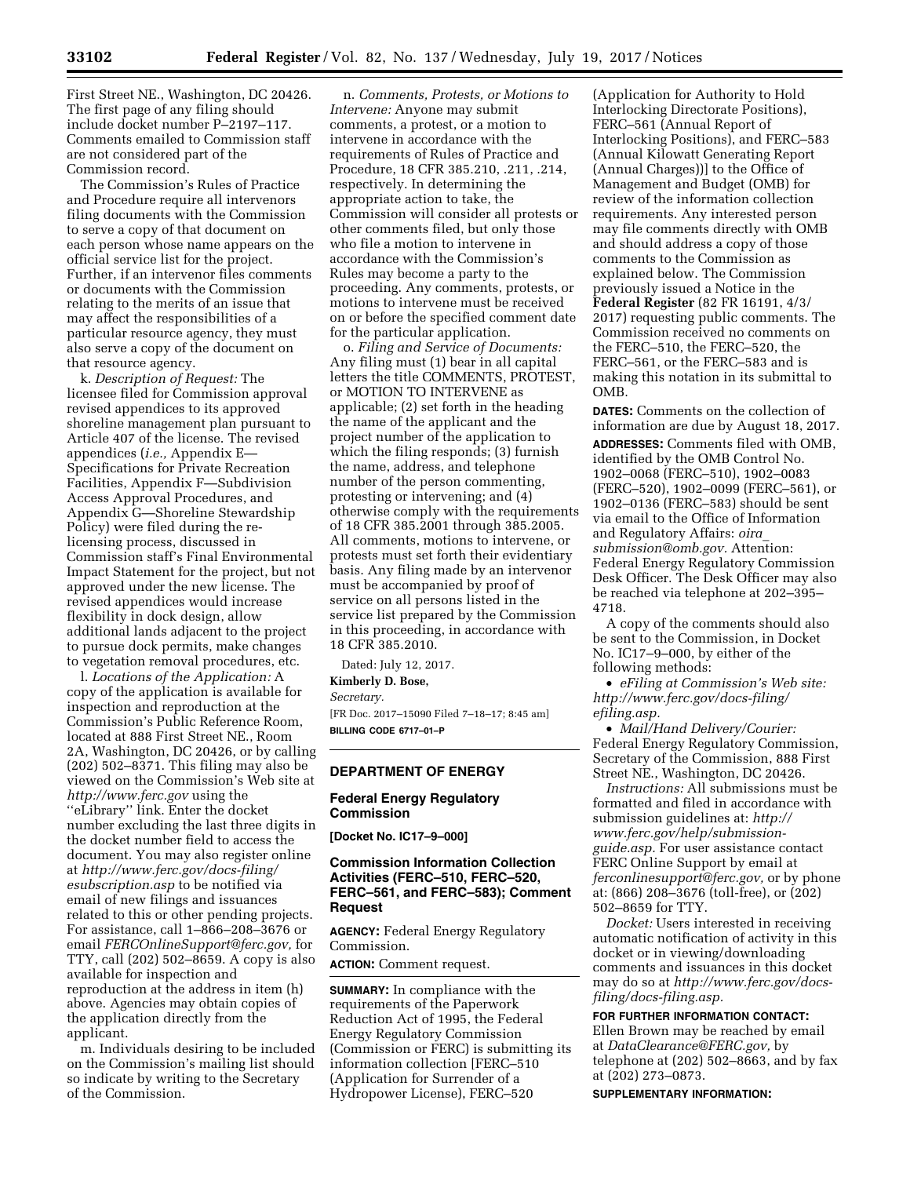First Street NE., Washington, DC 20426. The first page of any filing should include docket number P–2197–117. Comments emailed to Commission staff are not considered part of the Commission record.

The Commission's Rules of Practice and Procedure require all intervenors filing documents with the Commission to serve a copy of that document on each person whose name appears on the official service list for the project. Further, if an intervenor files comments or documents with the Commission relating to the merits of an issue that may affect the responsibilities of a particular resource agency, they must also serve a copy of the document on that resource agency.

k. *Description of Request:* The licensee filed for Commission approval revised appendices to its approved shoreline management plan pursuant to Article 407 of the license. The revised appendices (*i.e.,* Appendix E—Specifications for Private Recreation Facilities, Appendix F—Subdivision Access Approval Procedures, and Appendix G—Shoreline Stewardship Policy) were filed during the re-licensing process, discussed in Commission staff's Final Environmental Impact Statement for the project, but not approved under the new license. The revised appendices would increase flexibility in dock design, allow additional lands adjacent to the project to pursue dock permits, make changes to vegetation removal procedures, etc.

l. *Locations of the Application:* A copy of the application is available for inspection and reproduction at the Commission's Public Reference Room, located at 888 First Street NE., Room 2A, Washington, DC 20426, or by calling (202) 502–8371. This filing may also be viewed on the Commission's Web site at *http://www.ferc.gov* using the ''eLibrary'' link. Enter the docket number excluding the last three digits in the docket number field to access the document. You may also register online at *http://www.ferc.gov/docs-filing/esubscription.asp* to be notified via email of new filings and issuances related to this or other pending projects. For assistance, call 1–866–208–3676 or email *FERCOnlineSupport@ferc.gov,* for TTY, call (202) 502–8659. A copy is also available for inspection and reproduction at the address in item (h) above. Agencies may obtain copies of the application directly from the applicant.

m. Individuals desiring to be included on the Commission's mailing list should so indicate by writing to the Secretary of the Commission.

n. *Comments, Protests, or Motions to Intervene:* Anyone may submit comments, a protest, or a motion to intervene in accordance with the requirements of Rules of Practice and Procedure, 18 CFR 385.210, .211, .214, respectively. In determining the appropriate action to take, the Commission will consider all protests or other comments filed, but only those who file a motion to intervene in accordance with the Commission's Rules may become a party to the proceeding. Any comments, protests, or motions to intervene must be received on or before the specified comment date for the particular application.

o. *Filing and Service of Documents:* Any filing must (1) bear in all capital letters the title COMMENTS, PROTEST, or MOTION TO INTERVENE as applicable; (2) set forth in the heading the name of the applicant and the project number of the application to which the filing responds; (3) furnish the name, address, and telephone number of the person commenting, protesting or intervening; and (4) otherwise comply with the requirements of 18 CFR 385.2001 through 385.2005. All comments, motions to intervene, or protests must set forth their evidentiary basis. Any filing made by an intervenor must be accompanied by proof of service on all persons listed in the service list prepared by the Commission in this proceeding, in accordance with 18 CFR 385.2010.

Dated: July 12, 2017.

**Kimberly D. Bose,**

*Secretary.*

[FR Doc. 2017–15090 Filed 7–18–17; 8:45 am]

**BILLING CODE 6717–01–P**

## DEPARTMENT OF ENERGY

### Federal Energy Regulatory Commission

**[Docket No. IC17–9–000]**

### Commission Information Collection Activities (FERC–510, FERC–520, FERC–561, and FERC–583); Comment Request

**AGENCY:** Federal Energy Regulatory Commission.

**ACTION:** Comment request.

**SUMMARY:** In compliance with the requirements of the Paperwork Reduction Act of 1995, the Federal Energy Regulatory Commission (Commission or FERC) is submitting its information collection [FERC–510 (Application for Surrender of a Hydropower License), FERC–520 (Application for Authority to Hold Interlocking Directorate Positions), FERC–561 (Annual Report of Interlocking Positions), and FERC–583 (Annual Kilowatt Generating Report (Annual Charges))] to the Office of Management and Budget (OMB) for review of the information collection requirements. Any interested person may file comments directly with OMB and should address a copy of those comments to the Commission as explained below. The Commission previously issued a Notice in the **Federal Register** (82 FR 16191, 4/3/2017) requesting public comments. The Commission received no comments on the FERC–510, the FERC–520, the FERC–561, or the FERC–583 and is making this notation in its submittal to OMB.

**DATES:** Comments on the collection of information are due by August 18, 2017.

**ADDRESSES:** Comments filed with OMB, identified by the OMB Control No. 1902–0068 (FERC–510), 1902–0083 (FERC–520), 1902–0099 (FERC–561), or 1902–0136 (FERC–583) should be sent via email to the Office of Information and Regulatory Affairs: *oira_submission@omb.gov.* Attention: Federal Energy Regulatory Commission Desk Officer. The Desk Officer may also be reached via telephone at 202–395–4718.

A copy of the comments should also be sent to the Commission, in Docket No. IC17–9–000, by either of the following methods:

- *eFiling at Commission's Web site: http://www.ferc.gov/docs-filing/efiling.asp.*
- *Mail/Hand Delivery/Courier:* Federal Energy Regulatory Commission, Secretary of the Commission, 888 First Street NE., Washington, DC 20426.

*Instructions:* All submissions must be formatted and filed in accordance with submission guidelines at: *http://www.ferc.gov/help/submission-guide.asp.* For user assistance contact FERC Online Support by email at *ferconlinesupport@ferc.gov,* or by phone at: (866) 208–3676 (toll-free), or (202) 502–8659 for TTY.

*Docket:* Users interested in receiving automatic notification of activity in this docket or in viewing/downloading comments and issuances in this docket may do so at *http://www.ferc.gov/docs-filing/docs-filing.asp.*

**FOR FURTHER INFORMATION CONTACT:** Ellen Brown may be reached by email at *DataClearance@FERC.gov,* by telephone at (202) 502–8663, and by fax at (202) 273–0873.

**SUPPLEMENTARY INFORMATION:**